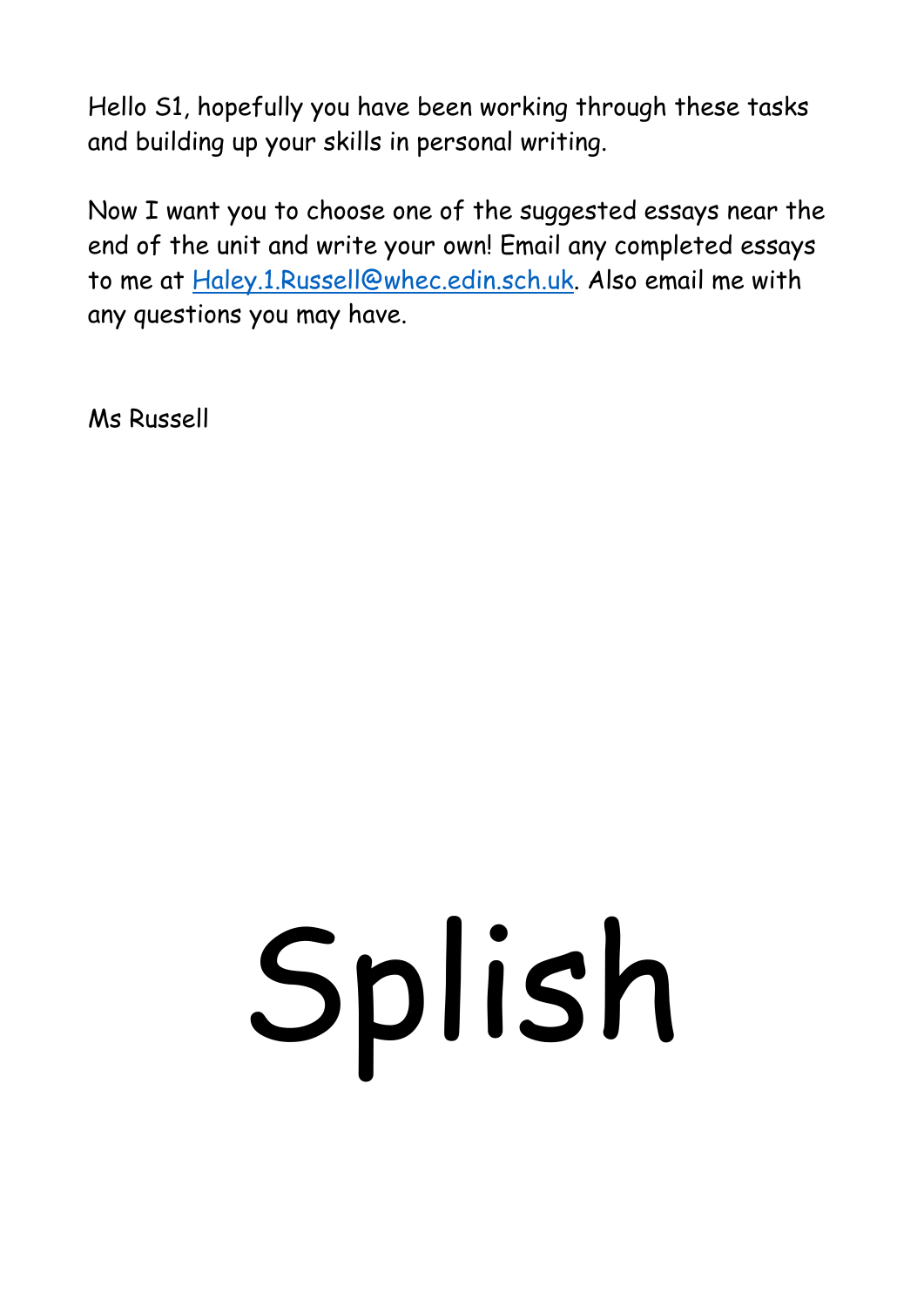Hello S1, hopefully you have been working through these tasks and building up your skills in personal writing.

Now I want you to choose one of the suggested essays near the end of the unit and write your own! Email any completed essays to me at [Haley.1.Russell@whec.edin.sch.uk](mailto:Haley.1.Russell@whec.edin.sch.uk). Also email me with any questions you may have.

Ms Russell

# Splish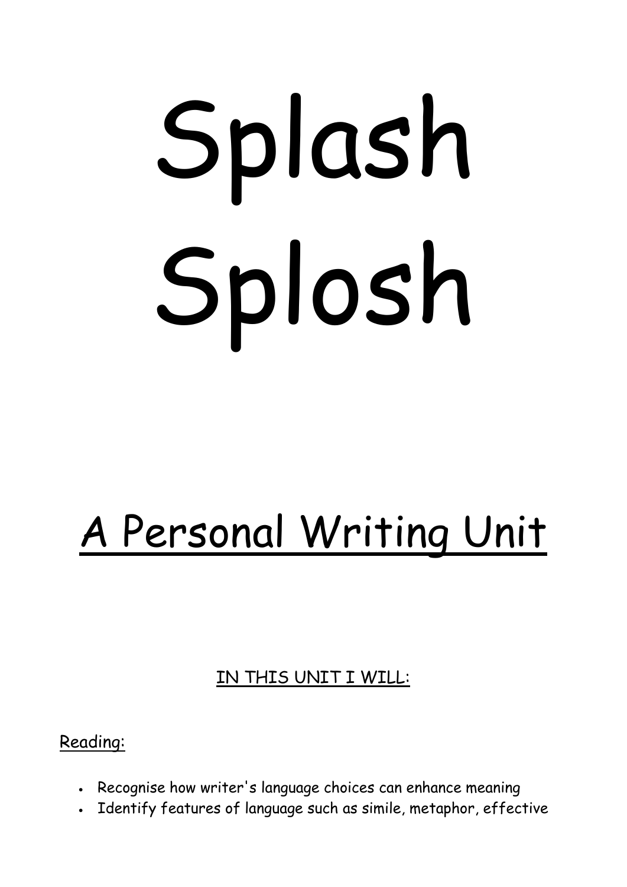# Splash Splosh

## A Personal Writing Unit

IN THIS UNIT I WILL:

Reading:

- Recognise how writer's language choices can enhance meaning
- Identify features of language such as simile, metaphor, effective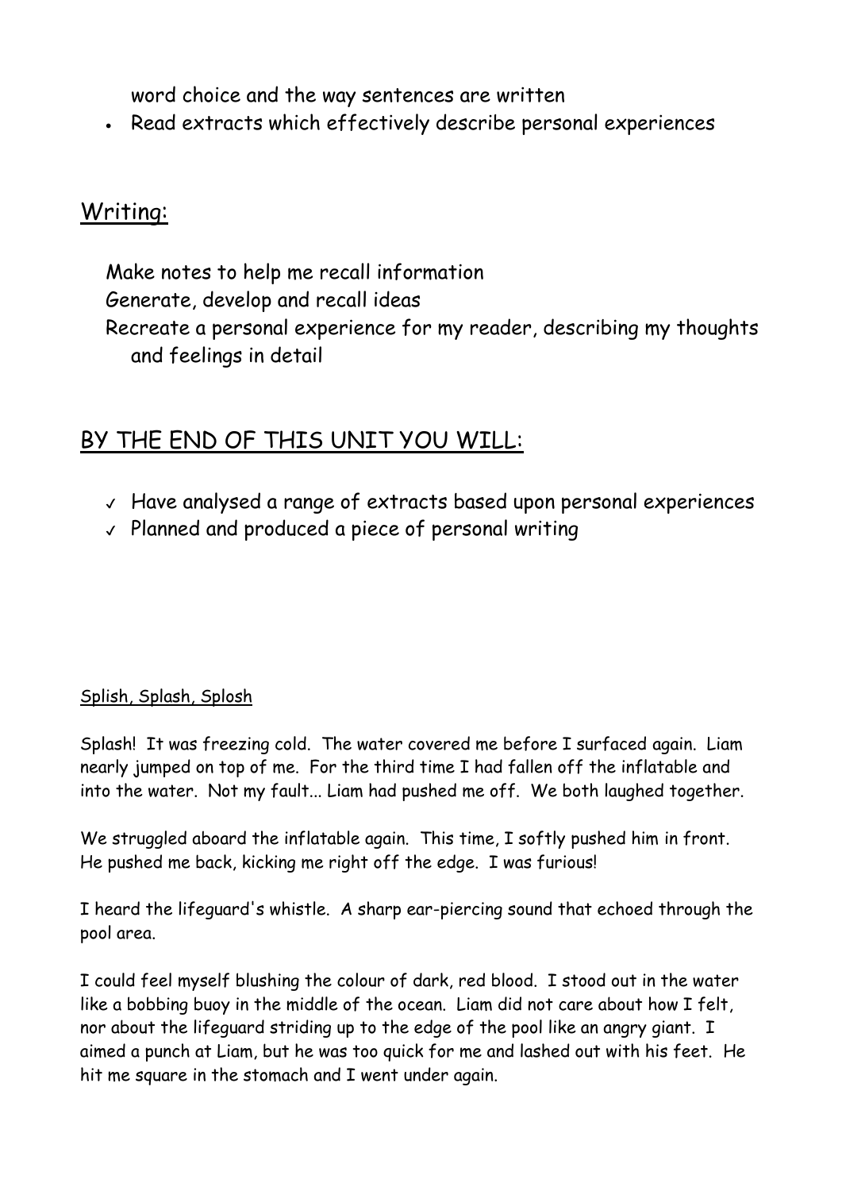word choice and the way sentences are written
- Read extracts which effectively describe personal experiences

## Writing:

Make notes to help me recall information
Generate, develop and recall ideas
Recreate a personal experience for my reader, describing my thoughts and feelings in detail

## BY THE END OF THIS UNIT YOU WILL:

- ✓ Have analysed a range of extracts based upon personal experiences
- ✓ Planned and produced a piece of personal writing

<u>Splish, Splash, Splosh</u>

Splash! It was freezing cold. The water covered me before I surfaced again. Liam nearly jumped on top of me. For the third time I had fallen off the inflatable and into the water. Not my fault... Liam had pushed me off. We both laughed together.

We struggled aboard the inflatable again. This time, I softly pushed him in front. He pushed me back, kicking me right off the edge. I was furious!

I heard the lifeguard's whistle. A sharp ear-piercing sound that echoed through the pool area.

I could feel myself blushing the colour of dark, red blood. I stood out in the water like a bobbing buoy in the middle of the ocean. Liam did not care about how I felt, nor about the lifeguard striding up to the edge of the pool like an angry giant. I aimed a punch at Liam, but he was too quick for me and lashed out with his feet. He hit me square in the stomach and I went under again.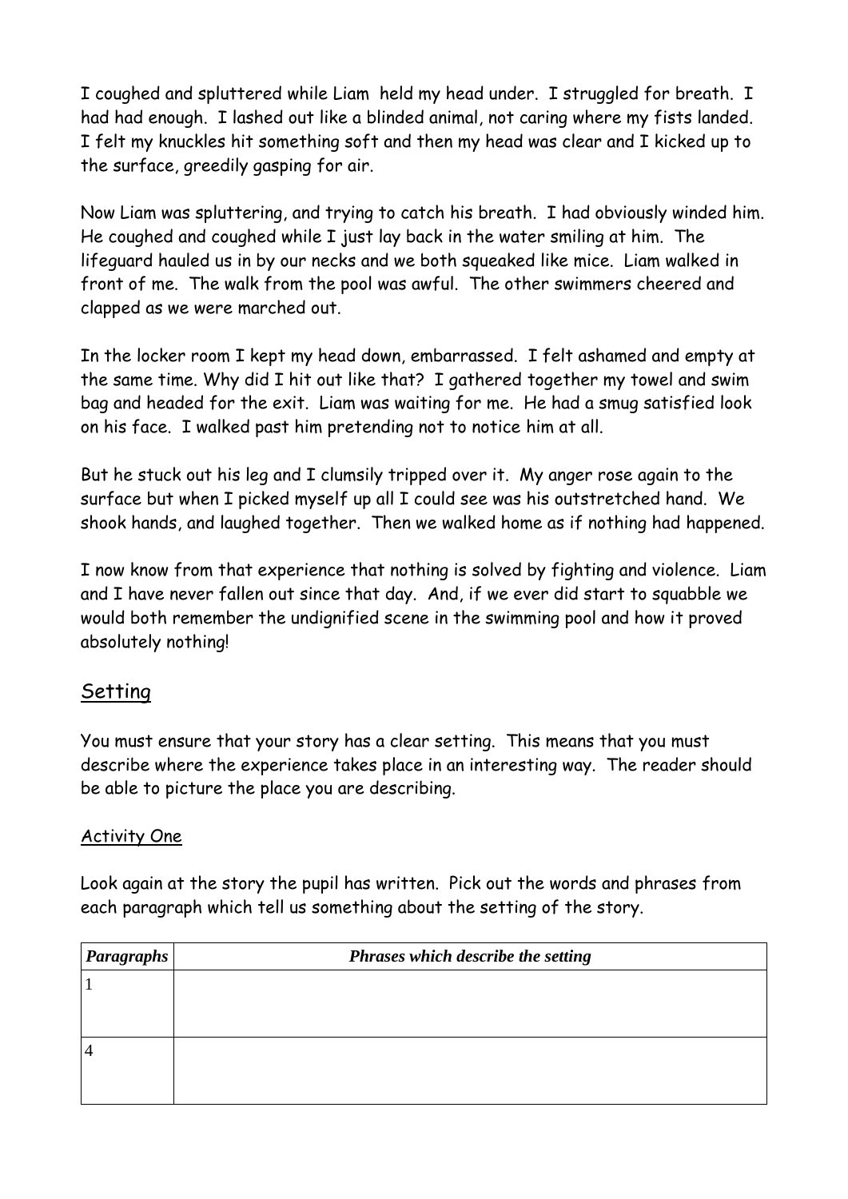I coughed and spluttered while Liam held my head under. I struggled for breath. I had had enough. I lashed out like a blinded animal, not caring where my fists landed. I felt my knuckles hit something soft and then my head was clear and I kicked up to the surface, greedily gasping for air.

Now Liam was spluttering, and trying to catch his breath. I had obviously winded him. He coughed and coughed while I just lay back in the water smiling at him. The lifeguard hauled us in by our necks and we both squeaked like mice. Liam walked in front of me. The walk from the pool was awful. The other swimmers cheered and clapped as we were marched out.

In the locker room I kept my head down, embarrassed. I felt ashamed and empty at the same time. Why did I hit out like that? I gathered together my towel and swim bag and headed for the exit. Liam was waiting for me. He had a smug satisfied look on his face. I walked past him pretending not to notice him at all.

But he stuck out his leg and I clumsily tripped over it. My anger rose again to the surface but when I picked myself up all I could see was his outstretched hand. We shook hands, and laughed together. Then we walked home as if nothing had happened.

I now know from that experience that nothing is solved by fighting and violence. Liam and I have never fallen out since that day. And, if we ever did start to squabble we would both remember the undignified scene in the swimming pool and how it proved absolutely nothing!

## Setting

You must ensure that your story has a clear setting. This means that you must describe where the experience takes place in an interesting way. The reader should be able to picture the place you are describing.

### Activity One

Look again at the story the pupil has written. Pick out the words and phrases from each paragraph which tell us something about the setting of the story.

| *Paragraphs* | *Phrases which describe the setting* |
|---|---|
| 1 | |
| 4 | |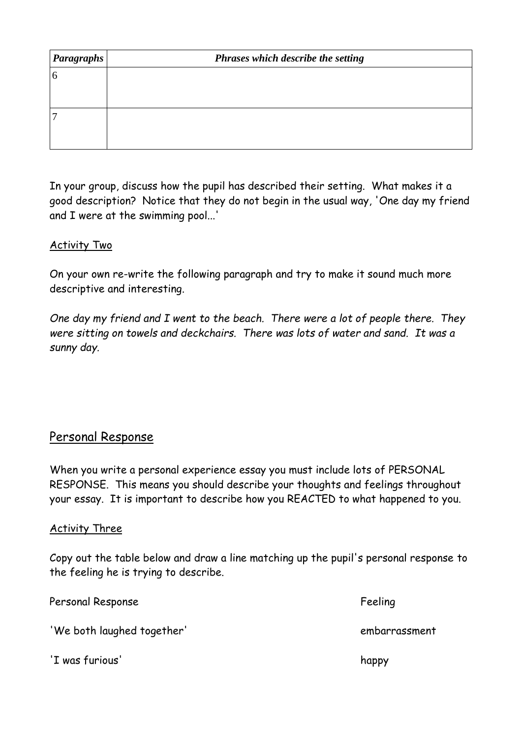| *Paragraphs* | *Phrases which describe the setting* |
| --- | --- |
| 6 | |
| 7 | |

In your group, discuss how the pupil has described their setting. What makes it a good description? Notice that they do not begin in the usual way, 'One day my friend and I were at the swimming pool...'

Activity Two

On your own re-write the following paragraph and try to make it sound much more descriptive and interesting.

*One day my friend and I went to the beach. There were a lot of people there. They were sitting on towels and deckchairs. There was lots of water and sand. It was a sunny day.*

## Personal Response

When you write a personal experience essay you must include lots of PERSONAL RESPONSE. This means you should describe your thoughts and feelings throughout your essay. It is important to describe how you REACTED to what happened to you.

Activity Three

Copy out the table below and draw a line matching up the pupil's personal response to the feeling he is trying to describe.

| Personal Response | Feeling |
| --- | --- |
| 'We both laughed together' | embarrassment |
| 'I was furious' | happy |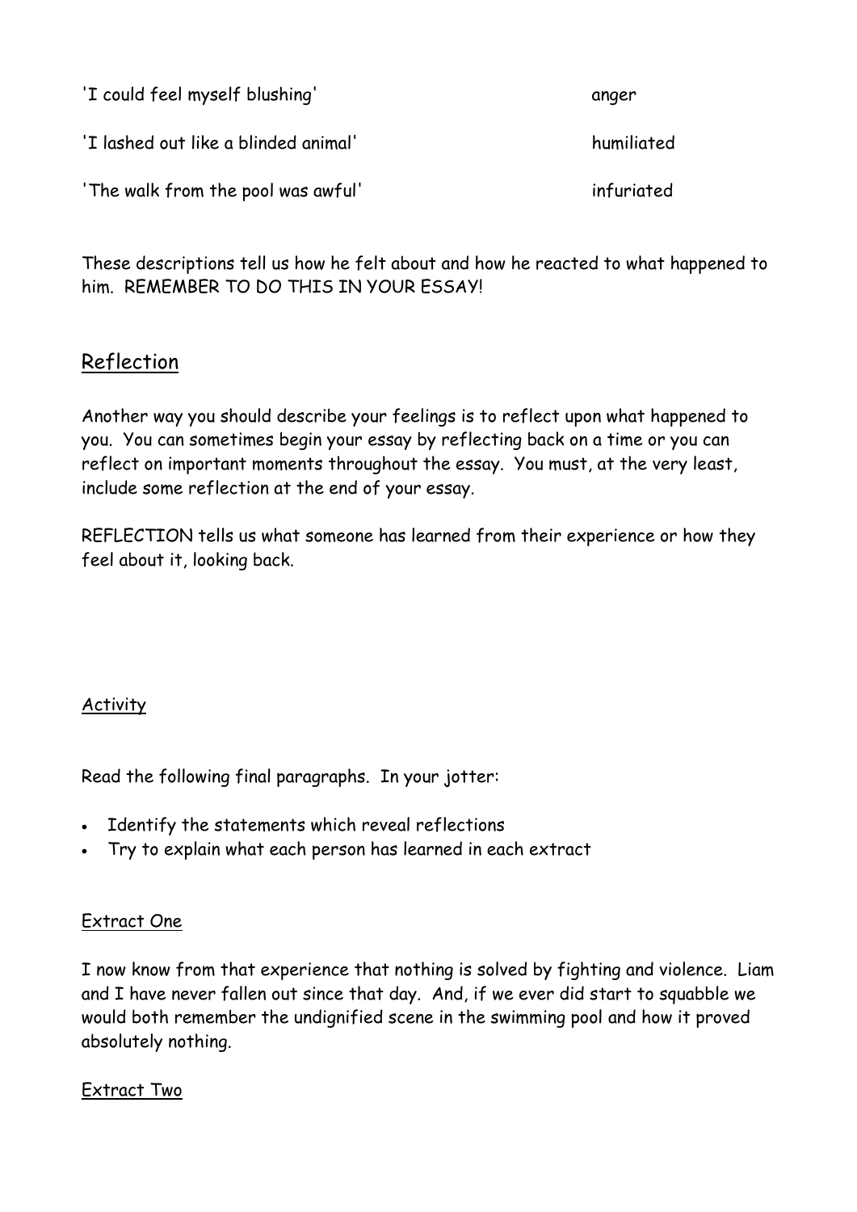| | |
|---|---|
| 'I could feel myself blushing' | anger |
| 'I lashed out like a blinded animal' | humiliated |
| 'The walk from the pool was awful' | infuriated |

These descriptions tell us how he felt about and how he reacted to what happened to him. REMEMBER TO DO THIS IN YOUR ESSAY!

## Reflection

Another way you should describe your feelings is to reflect upon what happened to you. You can sometimes begin your essay by reflecting back on a time or you can reflect on important moments throughout the essay. You must, at the very least, include some reflection at the end of your essay.

REFLECTION tells us what someone has learned from their experience or how they feel about it, looking back.

### Activity

Read the following final paragraphs. In your jotter:

- Identify the statements which reveal reflections
- Try to explain what each person has learned in each extract

### Extract One

I now know from that experience that nothing is solved by fighting and violence. Liam and I have never fallen out since that day. And, if we ever did start to squabble we would both remember the undignified scene in the swimming pool and how it proved absolutely nothing.

### Extract Two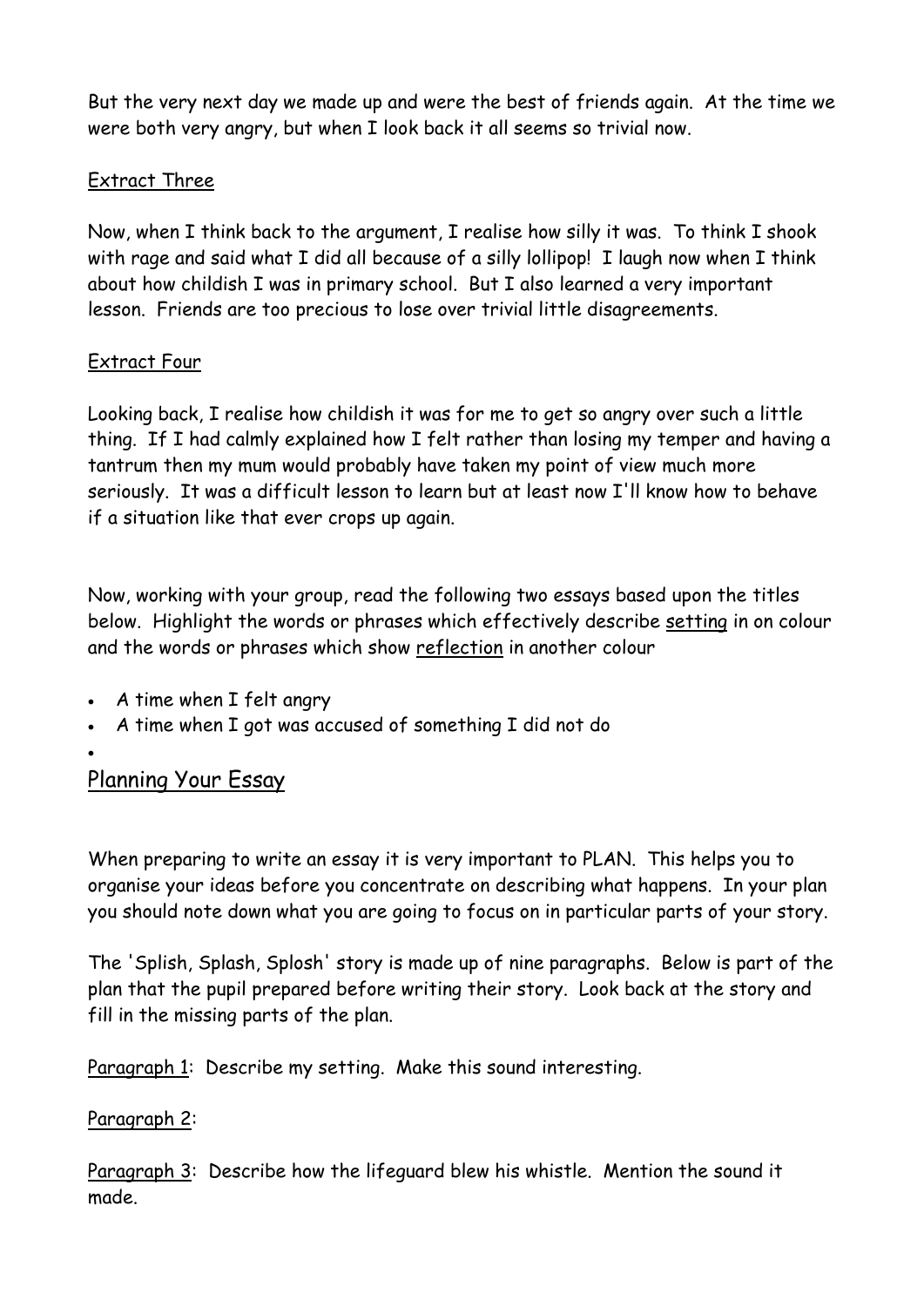But the very next day we made up and were the best of friends again. At the time we were both very angry, but when I look back it all seems so trivial now.

<u>Extract Three</u>

Now, when I think back to the argument, I realise how silly it was. To think I shook with rage and said what I did all because of a silly lollipop! I laugh now when I think about how childish I was in primary school. But I also learned a very important lesson. Friends are too precious to lose over trivial little disagreements.

<u>Extract Four</u>

Looking back, I realise how childish it was for me to get so angry over such a little thing. If I had calmly explained how I felt rather than losing my temper and having a tantrum then my mum would probably have taken my point of view much more seriously. It was a difficult lesson to learn but at least now I'll know how to behave if a situation like that ever crops up again.

Now, working with your group, read the following two essays based upon the titles below. Highlight the words or phrases which effectively describe <u>setting</u> in on colour and the words or phrases which show <u>reflection</u> in another colour

- A time when I felt angry
- A time when I got was accused of something I did not do
- 

## Planning Your Essay

When preparing to write an essay it is very important to PLAN. This helps you to organise your ideas before you concentrate on describing what happens. In your plan you should note down what you are going to focus on in particular parts of your story.

The 'Splish, Splash, Splosh' story is made up of nine paragraphs. Below is part of the plan that the pupil prepared before writing their story. Look back at the story and fill in the missing parts of the plan.

<u>Paragraph 1</u>: Describe my setting. Make this sound interesting.

<u>Paragraph 2</u>:

<u>Paragraph 3</u>: Describe how the lifeguard blew his whistle. Mention the sound it made.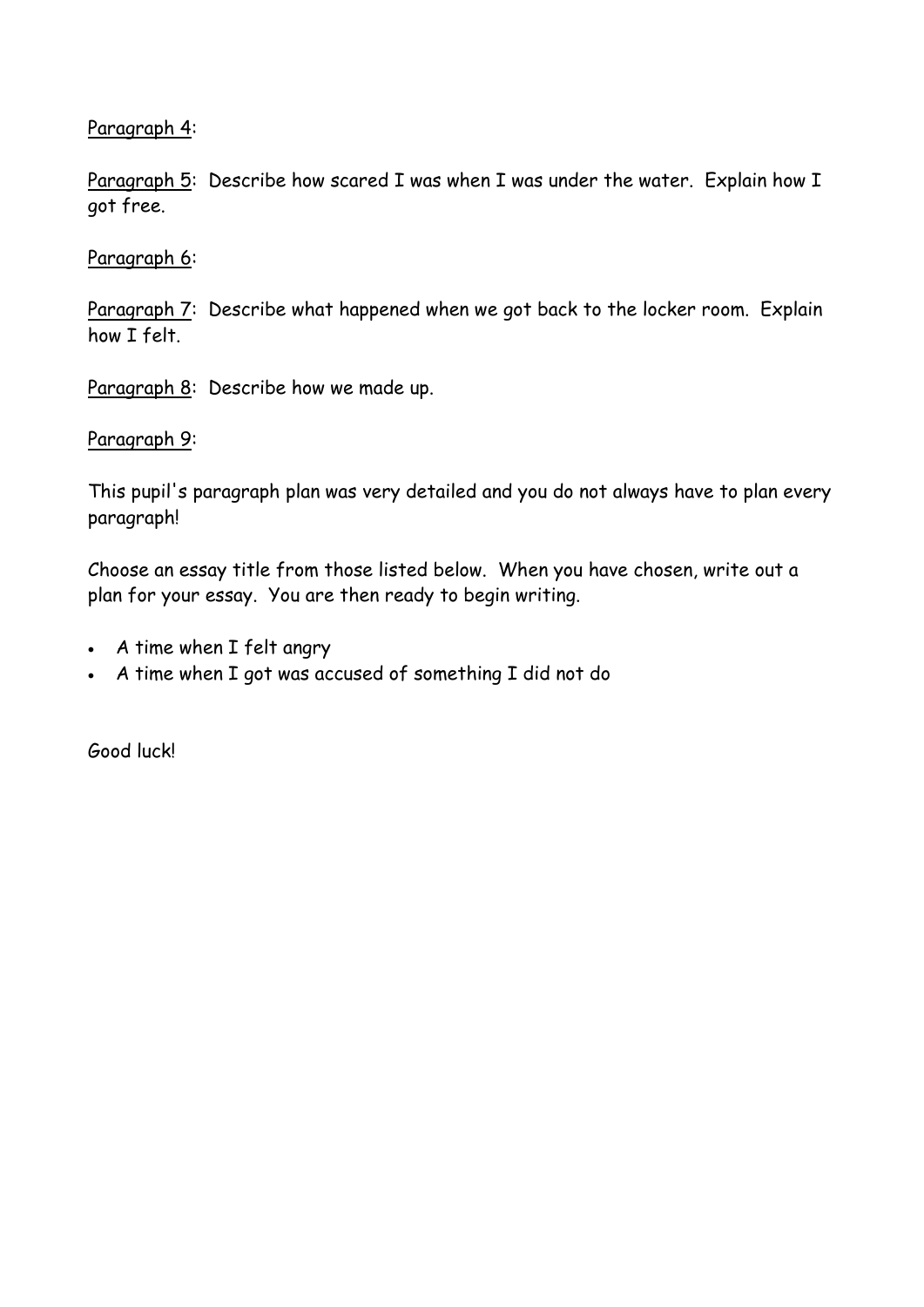Paragraph 4:

Paragraph 5: Describe how scared I was when I was under the water. Explain how I got free.

Paragraph 6:

Paragraph 7: Describe what happened when we got back to the locker room. Explain how I felt.

Paragraph 8: Describe how we made up.

Paragraph 9:

This pupil's paragraph plan was very detailed and you do not always have to plan every paragraph!

Choose an essay title from those listed below. When you have chosen, write out a plan for your essay. You are then ready to begin writing.

- A time when I felt angry
- A time when I got was accused of something I did not do

Good luck!